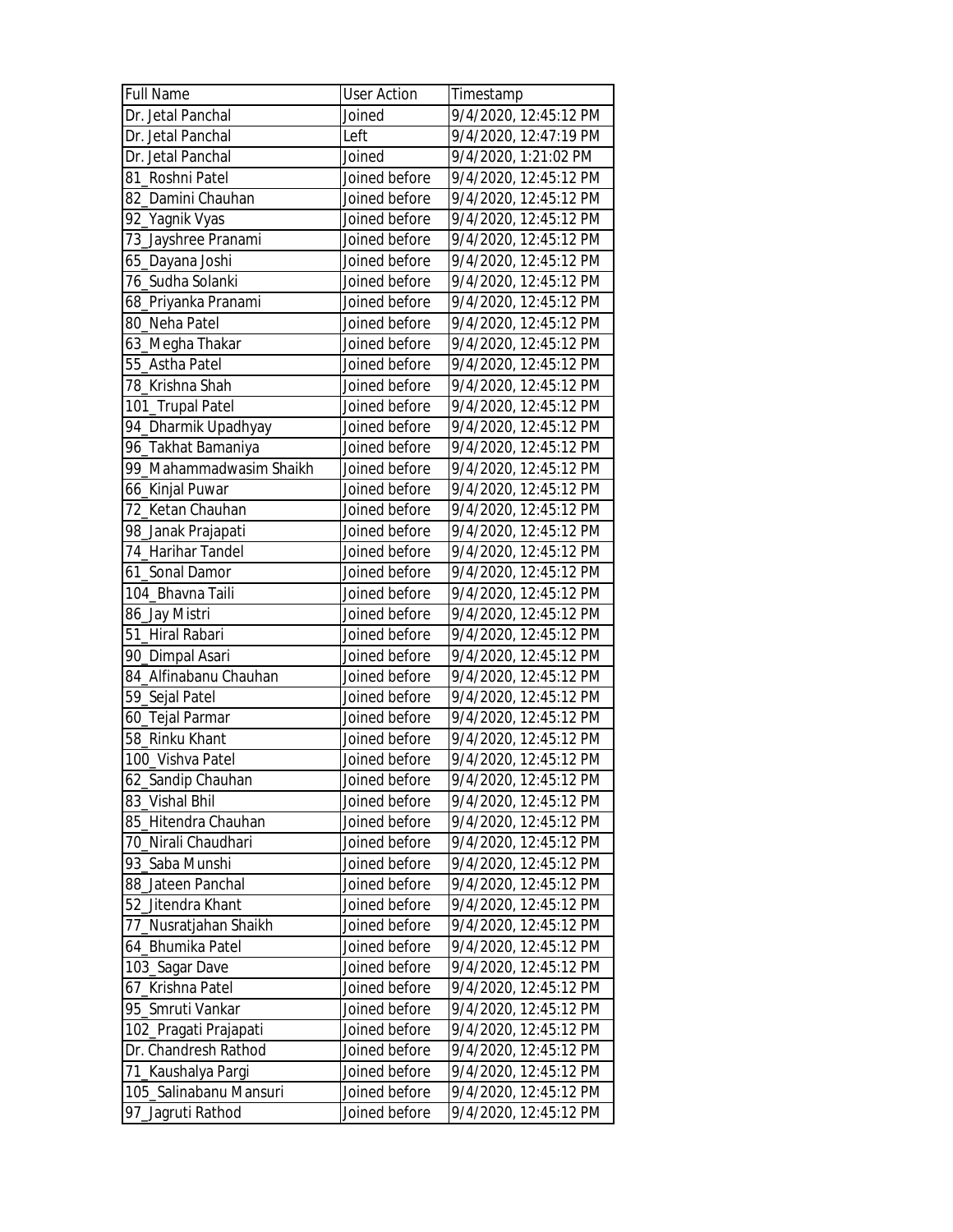| Full Name | User Action | Timestamp |
|---|---|---|
| Dr. Jetal Panchal | Joined | 9/4/2020, 12:45:12 PM |
| Dr. Jetal Panchal | Left | 9/4/2020, 12:47:19 PM |
| Dr. Jetal Panchal | Joined | 9/4/2020, 1:21:02 PM |
| 81_Roshni Patel | Joined before | 9/4/2020, 12:45:12 PM |
| 82_Damini Chauhan | Joined before | 9/4/2020, 12:45:12 PM |
| 92_Yagnik Vyas | Joined before | 9/4/2020, 12:45:12 PM |
| 73_Jayshree Pranami | Joined before | 9/4/2020, 12:45:12 PM |
| 65_Dayana Joshi | Joined before | 9/4/2020, 12:45:12 PM |
| 76_Sudha Solanki | Joined before | 9/4/2020, 12:45:12 PM |
| 68_Priyanka Pranami | Joined before | 9/4/2020, 12:45:12 PM |
| 80_Neha Patel | Joined before | 9/4/2020, 12:45:12 PM |
| 63_Megha Thakar | Joined before | 9/4/2020, 12:45:12 PM |
| 55_Astha Patel | Joined before | 9/4/2020, 12:45:12 PM |
| 78_Krishna Shah | Joined before | 9/4/2020, 12:45:12 PM |
| 101_Trupal Patel | Joined before | 9/4/2020, 12:45:12 PM |
| 94_Dharmik Upadhyay | Joined before | 9/4/2020, 12:45:12 PM |
| 96_Takhat Bamaniya | Joined before | 9/4/2020, 12:45:12 PM |
| 99_Mahammadwasim Shaikh | Joined before | 9/4/2020, 12:45:12 PM |
| 66_Kinjal Puwar | Joined before | 9/4/2020, 12:45:12 PM |
| 72_Ketan Chauhan | Joined before | 9/4/2020, 12:45:12 PM |
| 98_Janak Prajapati | Joined before | 9/4/2020, 12:45:12 PM |
| 74_Harihar Tandel | Joined before | 9/4/2020, 12:45:12 PM |
| 61_Sonal Damor | Joined before | 9/4/2020, 12:45:12 PM |
| 104_Bhavna Taili | Joined before | 9/4/2020, 12:45:12 PM |
| 86_Jay Mistri | Joined before | 9/4/2020, 12:45:12 PM |
| 51_Hiral Rabari | Joined before | 9/4/2020, 12:45:12 PM |
| 90_Dimpal Asari | Joined before | 9/4/2020, 12:45:12 PM |
| 84_Alfinabanu Chauhan | Joined before | 9/4/2020, 12:45:12 PM |
| 59_Sejal Patel | Joined before | 9/4/2020, 12:45:12 PM |
| 60_Tejal Parmar | Joined before | 9/4/2020, 12:45:12 PM |
| 58_Rinku Khant | Joined before | 9/4/2020, 12:45:12 PM |
| 100_Vishva Patel | Joined before | 9/4/2020, 12:45:12 PM |
| 62_Sandip Chauhan | Joined before | 9/4/2020, 12:45:12 PM |
| 83_Vishal Bhil | Joined before | 9/4/2020, 12:45:12 PM |
| 85_Hitendra Chauhan | Joined before | 9/4/2020, 12:45:12 PM |
| 70_Nirali Chaudhari | Joined before | 9/4/2020, 12:45:12 PM |
| 93_Saba Munshi | Joined before | 9/4/2020, 12:45:12 PM |
| 88_Jateen Panchal | Joined before | 9/4/2020, 12:45:12 PM |
| 52_Jitendra Khant | Joined before | 9/4/2020, 12:45:12 PM |
| 77_Nusratjahan Shaikh | Joined before | 9/4/2020, 12:45:12 PM |
| 64_Bhumika Patel | Joined before | 9/4/2020, 12:45:12 PM |
| 103_Sagar Dave | Joined before | 9/4/2020, 12:45:12 PM |
| 67_Krishna Patel | Joined before | 9/4/2020, 12:45:12 PM |
| 95_Smruti Vankar | Joined before | 9/4/2020, 12:45:12 PM |
| 102_Pragati Prajapati | Joined before | 9/4/2020, 12:45:12 PM |
| Dr. Chandresh Rathod | Joined before | 9/4/2020, 12:45:12 PM |
| 71_Kaushalya Pargi | Joined before | 9/4/2020, 12:45:12 PM |
| 105_Salinabanu Mansuri | Joined before | 9/4/2020, 12:45:12 PM |
| 97_Jagruti Rathod | Joined before | 9/4/2020, 12:45:12 PM |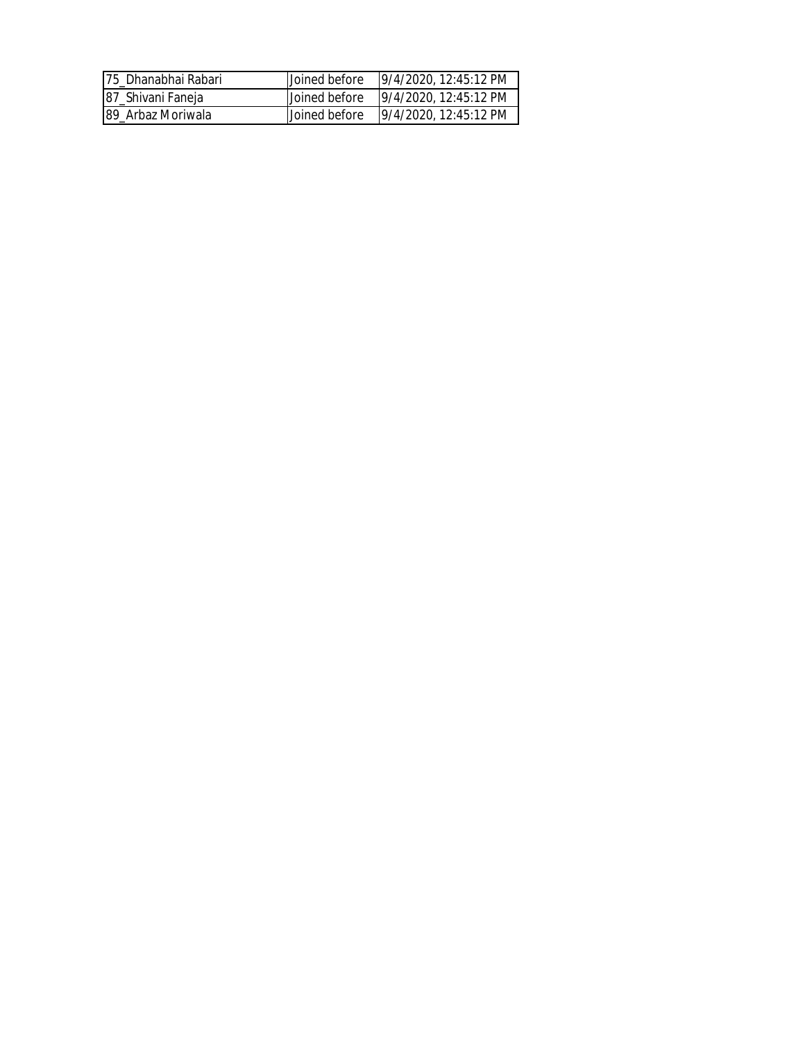| | | |
|---|---|---|
| 75_Dhanabhai Rabari | Joined before | 9/4/2020, 12:45:12 PM |
| 87_Shivani Faneja | Joined before | 9/4/2020, 12:45:12 PM |
| 89_Arbaz Moriwala | Joined before | 9/4/2020, 12:45:12 PM |